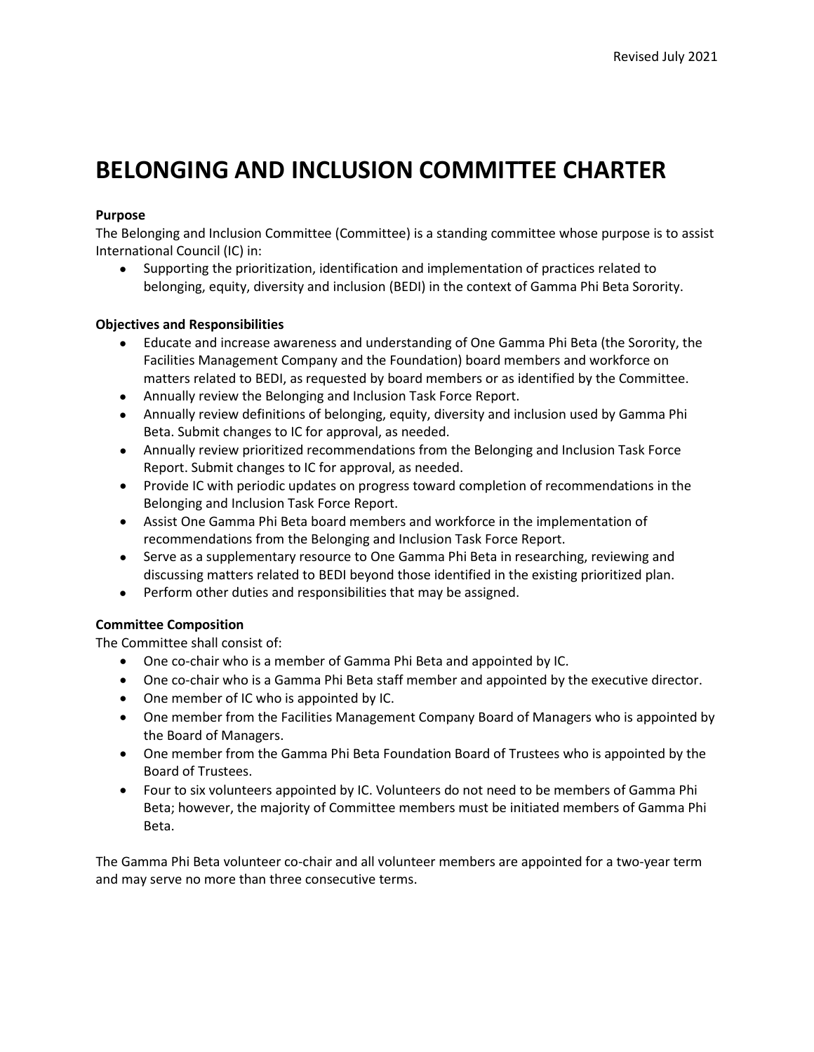Revised July 2021

# BELONGING AND INCLUSION COMMITTEE CHARTER

**Purpose**

The Belonging and Inclusion Committee (Committee) is a standing committee whose purpose is to assist International Council (IC) in:

- Supporting the prioritization, identification and implementation of practices related to belonging, equity, diversity and inclusion (BEDI) in the context of Gamma Phi Beta Sorority.

**Objectives and Responsibilities**

- Educate and increase awareness and understanding of One Gamma Phi Beta (the Sorority, the Facilities Management Company and the Foundation) board members and workforce on matters related to BEDI, as requested by board members or as identified by the Committee.
- Annually review the Belonging and Inclusion Task Force Report.
- Annually review definitions of belonging, equity, diversity and inclusion used by Gamma Phi Beta. Submit changes to IC for approval, as needed.
- Annually review prioritized recommendations from the Belonging and Inclusion Task Force Report. Submit changes to IC for approval, as needed.
- Provide IC with periodic updates on progress toward completion of recommendations in the Belonging and Inclusion Task Force Report.
- Assist One Gamma Phi Beta board members and workforce in the implementation of recommendations from the Belonging and Inclusion Task Force Report.
- Serve as a supplementary resource to One Gamma Phi Beta in researching, reviewing and discussing matters related to BEDI beyond those identified in the existing prioritized plan.
- Perform other duties and responsibilities that may be assigned.

**Committee Composition**

The Committee shall consist of:

- One co-chair who is a member of Gamma Phi Beta and appointed by IC.
- One co-chair who is a Gamma Phi Beta staff member and appointed by the executive director.
- One member of IC who is appointed by IC.
- One member from the Facilities Management Company Board of Managers who is appointed by the Board of Managers.
- One member from the Gamma Phi Beta Foundation Board of Trustees who is appointed by the Board of Trustees.
- Four to six volunteers appointed by IC. Volunteers do not need to be members of Gamma Phi Beta; however, the majority of Committee members must be initiated members of Gamma Phi Beta.

The Gamma Phi Beta volunteer co-chair and all volunteer members are appointed for a two-year term and may serve no more than three consecutive terms.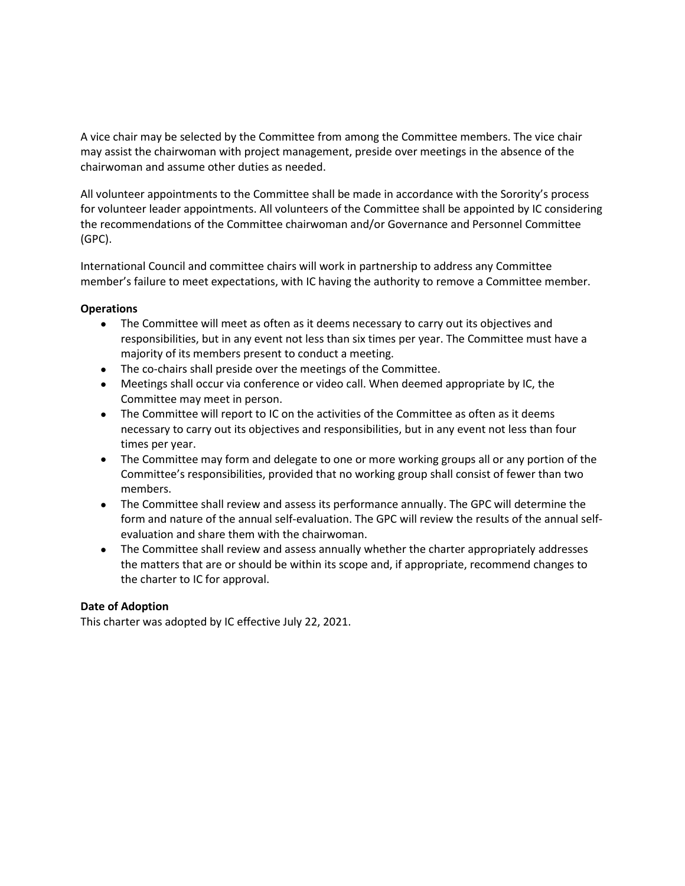A vice chair may be selected by the Committee from among the Committee members. The vice chair may assist the chairwoman with project management, preside over meetings in the absence of the chairwoman and assume other duties as needed.

All volunteer appointments to the Committee shall be made in accordance with the Sorority's process for volunteer leader appointments. All volunteers of the Committee shall be appointed by IC considering the recommendations of the Committee chairwoman and/or Governance and Personnel Committee (GPC).

International Council and committee chairs will work in partnership to address any Committee member's failure to meet expectations, with IC having the authority to remove a Committee member.

**Operations**

- The Committee will meet as often as it deems necessary to carry out its objectives and responsibilities, but in any event not less than six times per year. The Committee must have a majority of its members present to conduct a meeting.
- The co-chairs shall preside over the meetings of the Committee.
- Meetings shall occur via conference or video call. When deemed appropriate by IC, the Committee may meet in person.
- The Committee will report to IC on the activities of the Committee as often as it deems necessary to carry out its objectives and responsibilities, but in any event not less than four times per year.
- The Committee may form and delegate to one or more working groups all or any portion of the Committee's responsibilities, provided that no working group shall consist of fewer than two members.
- The Committee shall review and assess its performance annually. The GPC will determine the form and nature of the annual self-evaluation. The GPC will review the results of the annual self-evaluation and share them with the chairwoman.
- The Committee shall review and assess annually whether the charter appropriately addresses the matters that are or should be within its scope and, if appropriate, recommend changes to the charter to IC for approval.

**Date of Adoption**

This charter was adopted by IC effective July 22, 2021.